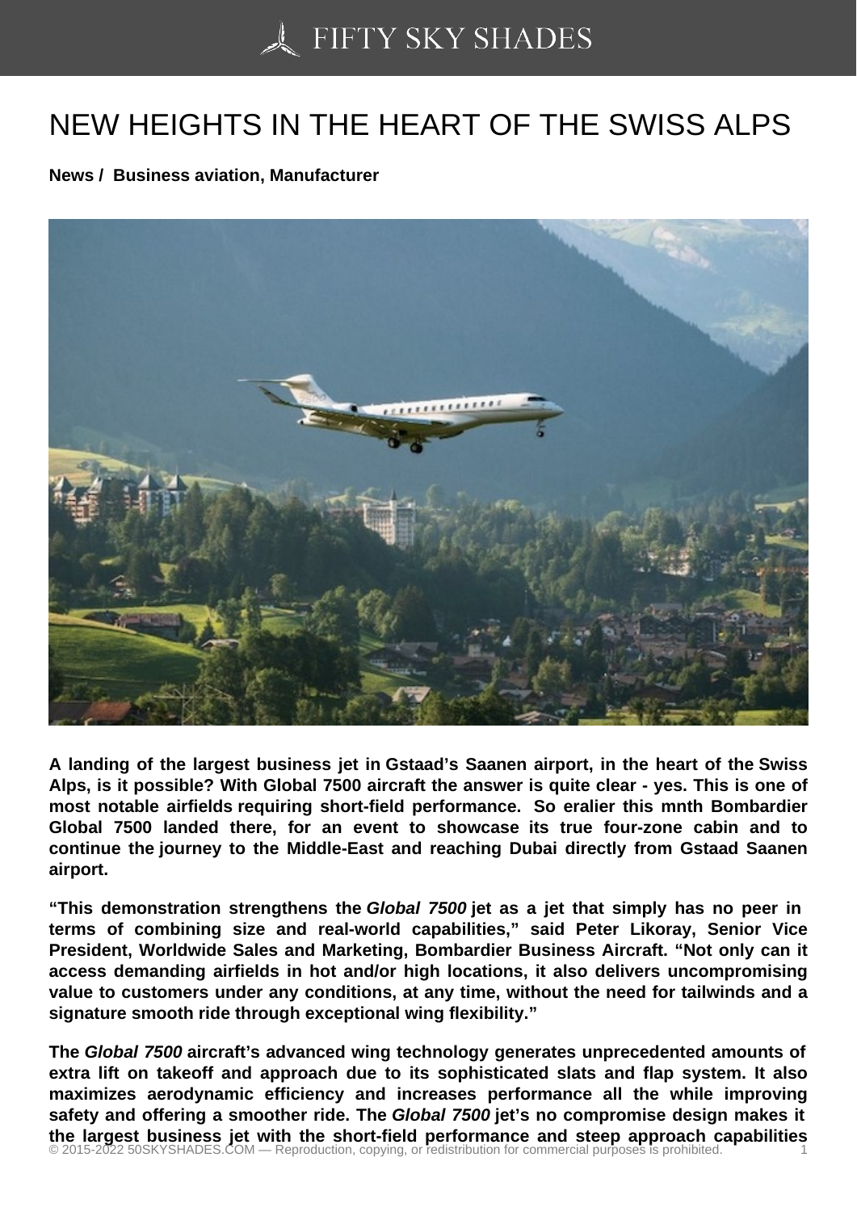# NEW HEIGHTS IN THE HEART OF THE SWISS ALPS

**News / Business aviation, Manufacturer**

**A landing of the largest business jet in Gstaad's Saanen airport, in the heart of the Swiss Alps, is it possible? With Global 7500 aircraft the answer is quite clear - yes. This is one of most notable airfields requiring short-field performance. So eralier this mnth Bombardier Global 7500 landed there, for an event to showcase its true four-zone cabin and to continue the journey to the Middle-East and reaching Dubai directly from Gstaad Saanen airport.**

**"This demonstration strengthens the *Global 7500* jet as a jet that simply has no peer in terms of combining size and real-world capabilities," said Peter Likoray, Senior Vice President, Worldwide Sales and Marketing, Bombardier Business Aircraft. "Not only can it access demanding airfields in hot and/or high locations, it also delivers uncompromising value to customers under any conditions, at any time, without the need for tailwinds and a signature smooth ride through exceptional wing flexibility."**

**The *Global 7500* aircraft's advanced wing technology generates unprecedented amounts of extra lift on takeoff and approach due to its sophisticated slats and flap system. It also maximizes aerodynamic efficiency and increases performance all the while improving safety and offering a smoother ride. The *Global 7500* jet's no compromise design makes it the largest business jet with the short-field performance and steep approach capabilities**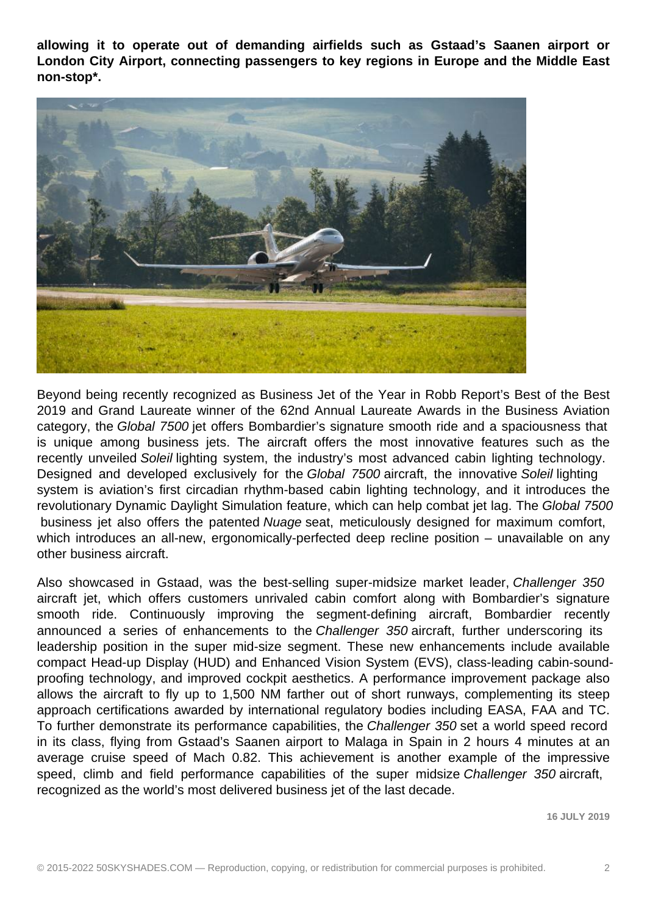**allowing it to operate out of demanding airfields such as Gstaad's Saanen airport or London City Airport, connecting passengers to key regions in Europe and the Middle East non-stop*.**

Beyond being recently recognized as Business Jet of the Year in Robb Report's Best of the Best 2019 and Grand Laureate winner of the 62nd Annual Laureate Awards in the Business Aviation category, the *Global 7500* jet offers Bombardier's signature smooth ride and a spaciousness that is unique among business jets. The aircraft offers the most innovative features such as the recently unveiled *Soleil* lighting system, the industry's most advanced cabin lighting technology. Designed and developed exclusively for the *Global 7500* aircraft, the innovative *Soleil* lighting system is aviation's first circadian rhythm-based cabin lighting technology, and it introduces the revolutionary Dynamic Daylight Simulation feature, which can help combat jet lag. The *Global 7500* business jet also offers the patented *Nuage* seat, meticulously designed for maximum comfort, which introduces an all-new, ergonomically-perfected deep recline position – unavailable on any other business aircraft.

Also showcased in Gstaad, was the best-selling super-midsize market leader, *Challenger 350* aircraft jet, which offers customers unrivaled cabin comfort along with Bombardier's signature smooth ride. Continuously improving the segment-defining aircraft, Bombardier recently announced a series of enhancements to the *Challenger 350* aircraft, further underscoring its leadership position in the super mid-size segment. These new enhancements include available compact Head-up Display (HUD) and Enhanced Vision System (EVS), class-leading cabin-sound-proofing technology, and improved cockpit aesthetics. A performance improvement package also allows the aircraft to fly up to 1,500 NM farther out of short runways, complementing its steep approach certifications awarded by international regulatory bodies including EASA, FAA and TC. To further demonstrate its performance capabilities, the *Challenger 350* set a world speed record in its class, flying from Gstaad's Saanen airport to Malaga in Spain in 2 hours 4 minutes at an average cruise speed of Mach 0.82. This achievement is another example of the impressive speed, climb and field performance capabilities of the super midsize *Challenger 350* aircraft, recognized as the world's most delivered business jet of the last decade.

**16 JULY 2019**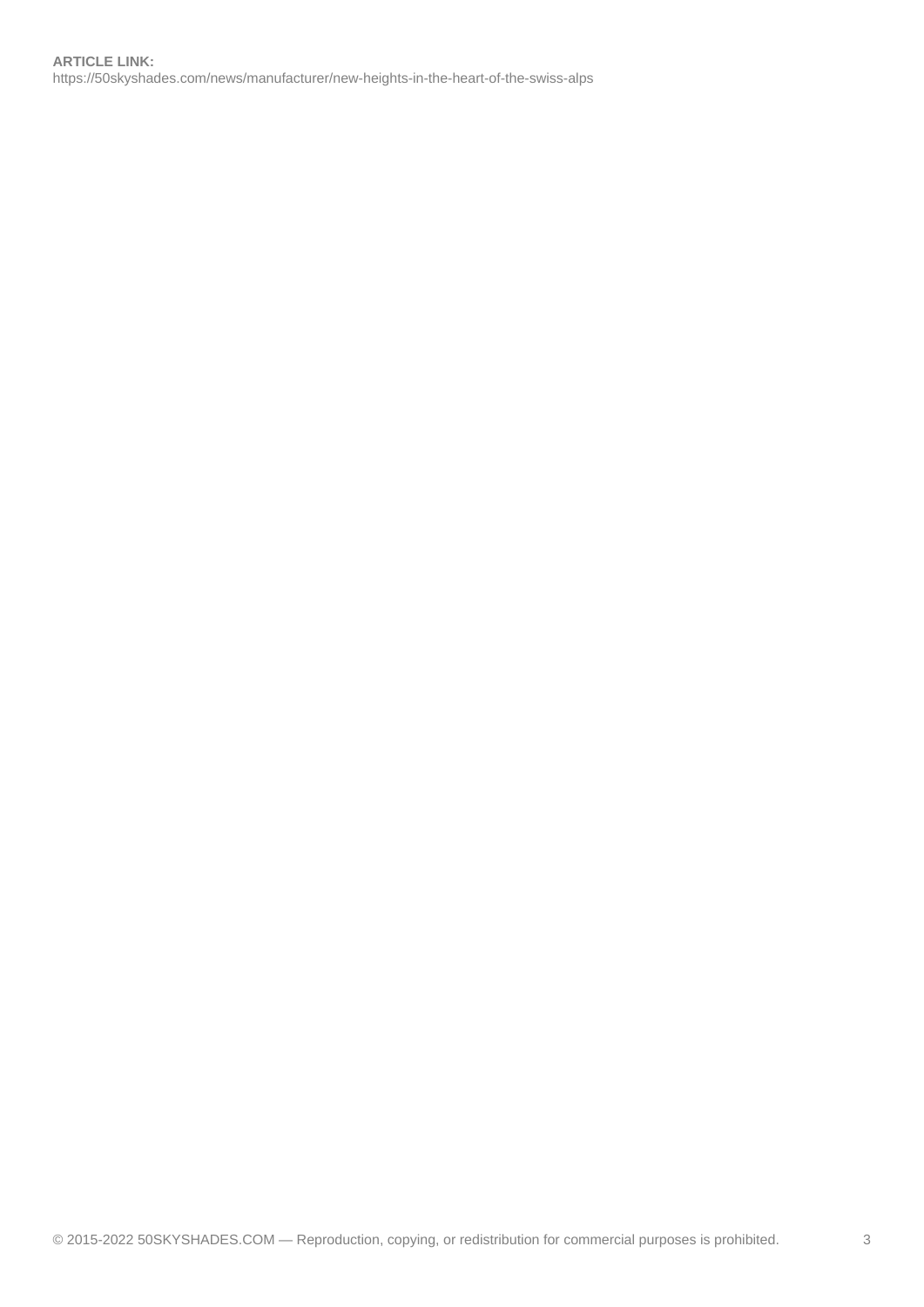**ARTICLE LINK:**
https://50skyshades.com/news/manufacturer/new-heights-in-the-heart-of-the-swiss-alps